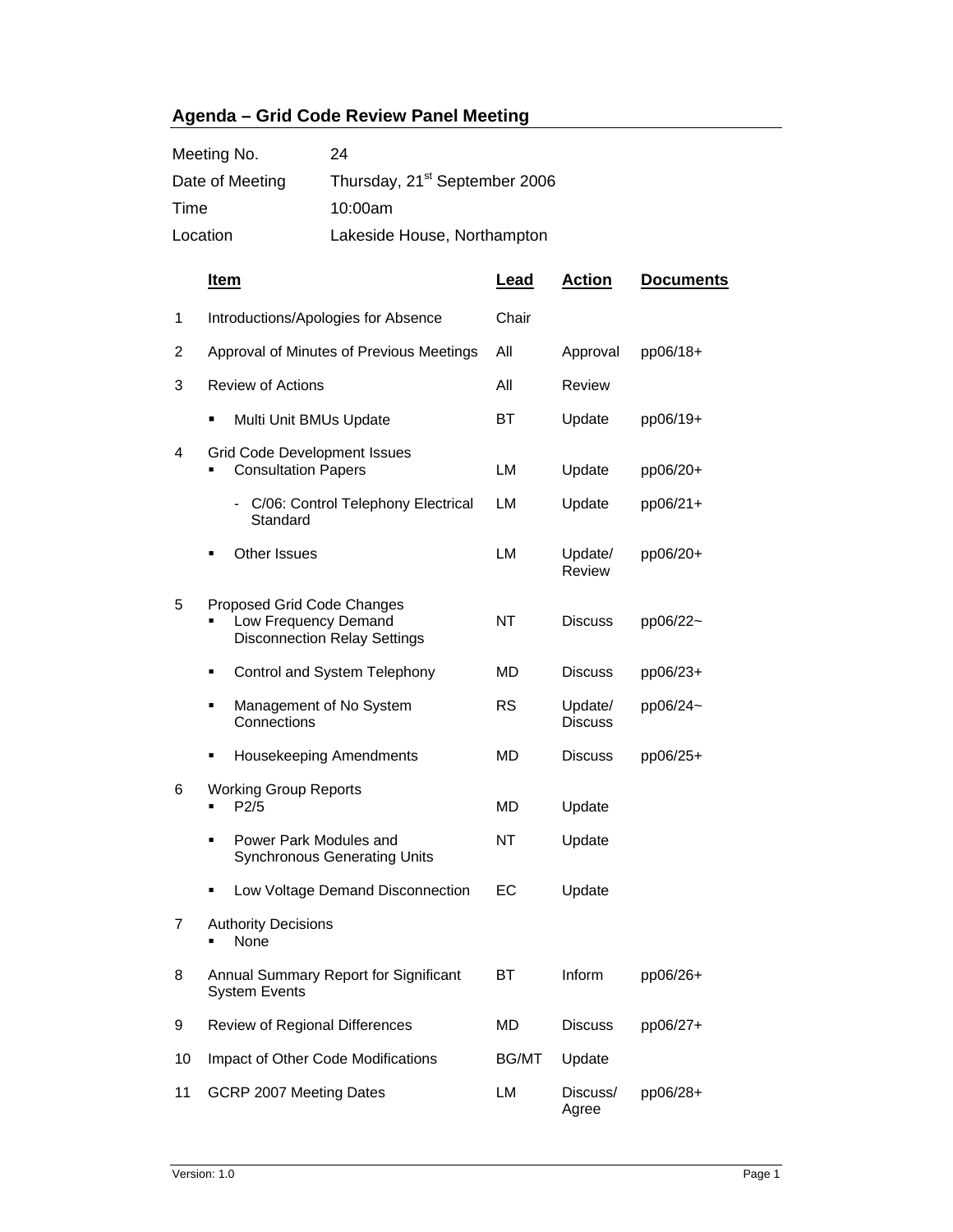## Agenda – Grid Code Review Panel Meeting

| | |
|---|---|
| Meeting No. | 24 |
| Date of Meeting | Thursday, 21st September 2006 |
| Time | 10:00am |
| Location | Lakeside House, Northampton |

| | **Item** | **Lead** | **Action** | **Documents** |
|---|---|---|---|---|
| 1 | Introductions/Apologies for Absence | Chair | | |
| 2 | Approval of Minutes of Previous Meetings | All | Approval | pp06/18+ |
| 3 | Review of Actions | All | Review | |
| | ▪ Multi Unit BMUs Update | BT | Update | pp06/19+ |
| 4 | Grid Code Development Issues | | | |
| | ▪ Consultation Papers | LM | Update | pp06/20+ |
| | - C/06: Control Telephony Electrical Standard | LM | Update | pp06/21+ |
| | ▪ Other Issues | LM | Update/ Review | pp06/20+ |
| 5 | Proposed Grid Code Changes | | | |
| | ▪ Low Frequency Demand Disconnection Relay Settings | NT | Discuss | pp06/22~ |
| | ▪ Control and System Telephony | MD | Discuss | pp06/23+ |
| | ▪ Management of No System Connections | RS | Update/ Discuss | pp06/24~ |
| | ▪ Housekeeping Amendments | MD | Discuss | pp06/25+ |
| 6 | Working Group Reports | | | |
| | ▪ P2/5 | MD | Update | |
| | ▪ Power Park Modules and Synchronous Generating Units | NT | Update | |
| | ▪ Low Voltage Demand Disconnection | EC | Update | |
| 7 | Authority Decisions | | | |
| | ▪ None | | | |
| 8 | Annual Summary Report for Significant System Events | BT | Inform | pp06/26+ |
| 9 | Review of Regional Differences | MD | Discuss | pp06/27+ |
| 10 | Impact of Other Code Modifications | BG/MT | Update | |
| 11 | GCRP 2007 Meeting Dates | LM | Discuss/ Agree | pp06/28+ |

Version: 1.0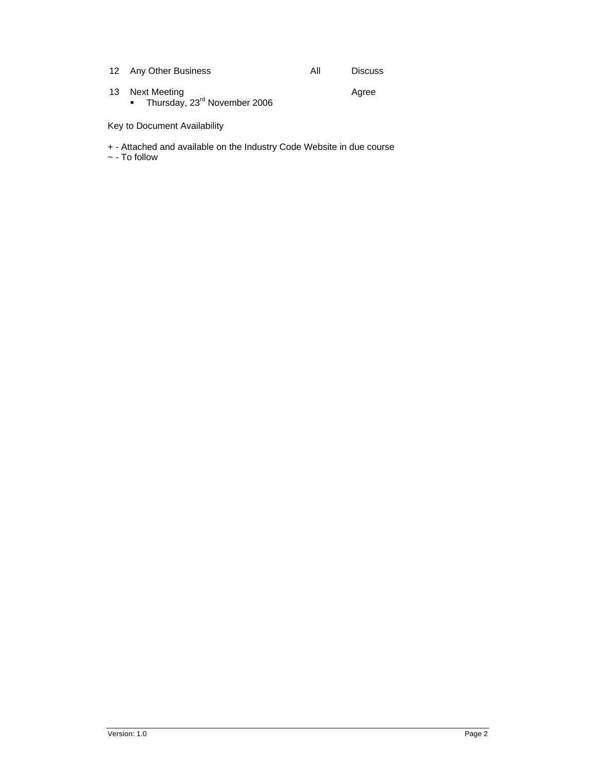| | | | |
|---|---|---|---|
| 12 | Any Other Business | All | Discuss |
| 13 | Next Meeting<br>▪ Thursday, 23rd November 2006 | | Agree |

Key to Document Availability

+ - Attached and available on the Industry Code Website in due course
~ - To follow